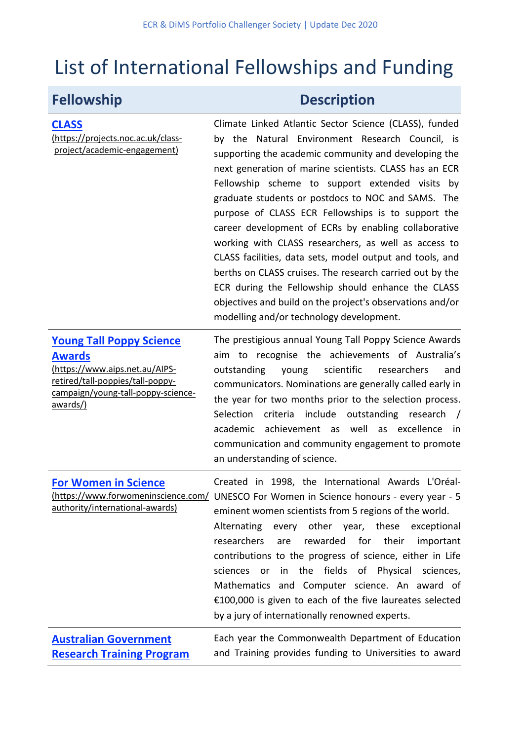# List of International Fellowships and Funding

| Fellowship | Description |
| --- | --- |
| **[CLASS](https://projects.noc.ac.uk/class-project/academic-engagement)** (https://projects.noc.ac.uk/class-project/academic-engagement) | Climate Linked Atlantic Sector Science (CLASS), funded by the Natural Environment Research Council, is supporting the academic community and developing the next generation of marine scientists. CLASS has an ECR Fellowship scheme to support extended visits by graduate students or postdocs to NOC and SAMS. The purpose of CLASS ECR Fellowships is to support the career development of ECRs by enabling collaborative working with CLASS researchers, as well as access to CLASS facilities, data sets, model output and tools, and berths on CLASS cruises. The research carried out by the ECR during the Fellowship should enhance the CLASS objectives and build on the project's observations and/or modelling and/or technology development. |
| **[Young Tall Poppy Science Awards](https://www.aips.net.au/AIPS-retired/tall-poppies/tall-poppy-campaign/young-tall-poppy-science-awards/)** (https://www.aips.net.au/AIPS-retired/tall-poppies/tall-poppy-campaign/young-tall-poppy-science-awards/) | The prestigious annual Young Tall Poppy Science Awards aim to recognise the achievements of Australia's outstanding young scientific researchers and communicators. Nominations are generally called early in the year for two months prior to the selection process. Selection criteria include outstanding research / academic achievement as well as excellence in communication and community engagement to promote an understanding of science. |
| **[For Women in Science](https://www.forwomeninscience.com/authority/international-awards)** (https://www.forwomeninscience.com/authority/international-awards) | Created in 1998, the International Awards L'Oréal-UNESCO For Women in Science honours - every year - 5 eminent women scientists from 5 regions of the world. Alternating every other year, these exceptional researchers are rewarded for their important contributions to the progress of science, either in Life sciences or in the fields of Physical sciences, Mathematics and Computer science. An award of €100,000 is given to each of the five laureates selected by a jury of internationally renowned experts. |
| **Australian Government Research Training Program** | Each year the Commonwealth Department of Education and Training provides funding to Universities to award |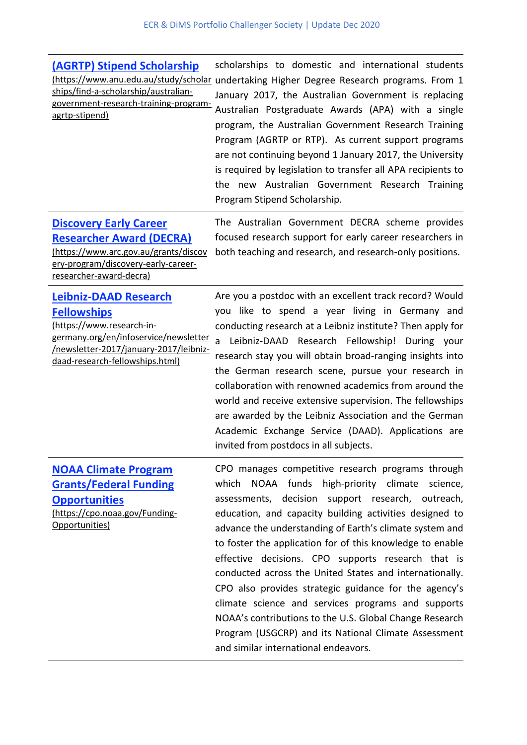| | |
|---|---|
| **[(AGRTP) Stipend Scholarship](https://www.anu.edu.au/study/scholarships/find-a-scholarship/australian-government-research-training-program-agrtp-stipend)** (https://www.anu.edu.au/study/scholarships/find-a-scholarship/australian-government-research-training-program-agrtp-stipend) | scholarships to domestic and international students undertaking Higher Degree Research programs. From 1 January 2017, the Australian Government is replacing Australian Postgraduate Awards (APA) with a single program, the Australian Government Research Training Program (AGRTP or RTP). As current support programs are not continuing beyond 1 January 2017, the University is required by legislation to transfer all APA recipients to the new Australian Government Research Training Program Stipend Scholarship. |
| **[Discovery Early Career Researcher Award (DECRA)](https://www.arc.gov.au/grants/discovery-program/discovery-early-career-researcher-award-decra)** (https://www.arc.gov.au/grants/discovery-program/discovery-early-career-researcher-award-decra) | The Australian Government DECRA scheme provides focused research support for early career researchers in both teaching and research, and research-only positions. |
| **[Leibniz-DAAD Research Fellowships](https://www.research-in-germany.org/en/infoservice/newsletter/newsletter-2017/january-2017/leibniz-daad-research-fellowships.html)** (https://www.research-in-germany.org/en/infoservice/newsletter/newsletter-2017/january-2017/leibniz-daad-research-fellowships.html) | Are you a postdoc with an excellent track record? Would you like to spend a year living in Germany and conducting research at a Leibniz institute? Then apply for a Leibniz-DAAD Research Fellowship! During your research stay you will obtain broad-ranging insights into the German research scene, pursue your research in collaboration with renowned academics from around the world and receive extensive supervision. The fellowships are awarded by the Leibniz Association and the German Academic Exchange Service (DAAD). Applications are invited from postdocs in all subjects. |
| **[NOAA Climate Program Grants/Federal Funding Opportunities](https://cpo.noaa.gov/Funding-Opportunities)** (https://cpo.noaa.gov/Funding-Opportunities) | CPO manages competitive research programs through which NOAA funds high-priority climate science, assessments, decision support research, outreach, education, and capacity building activities designed to advance the understanding of Earth's climate system and to foster the application for of this knowledge to enable effective decisions. CPO supports research that is conducted across the United States and internationally. CPO also provides strategic guidance for the agency's climate science and services programs and supports NOAA's contributions to the U.S. Global Change Research Program (USGCRP) and its National Climate Assessment and similar international endeavors. |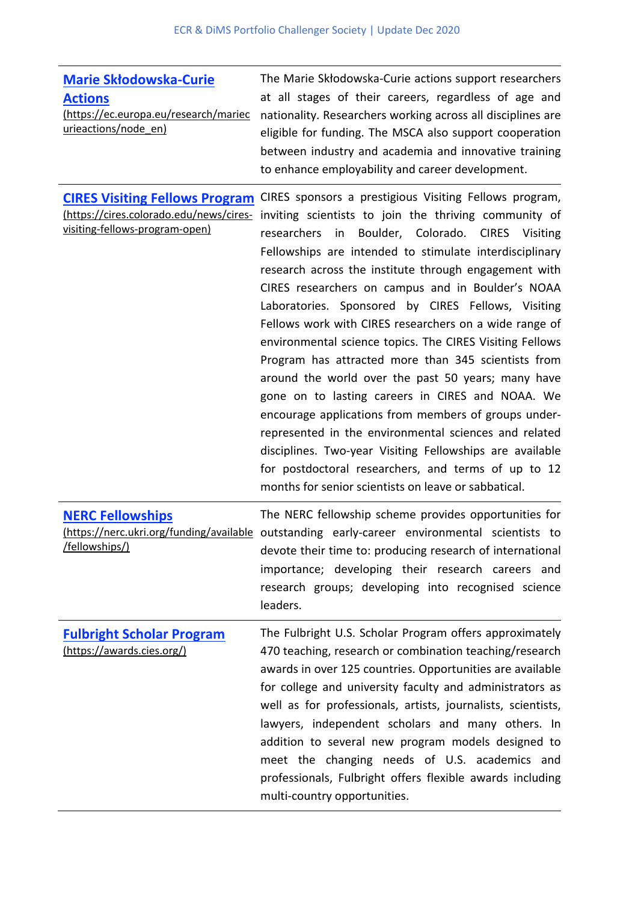| | |
|---|---|
| **[Marie Skłodowska-Curie Actions](https://ec.europa.eu/research/mariecurieactions/node_en)** (https://ec.europa.eu/research/mariecurieactions/node_en) | The Marie Skłodowska-Curie actions support researchers at all stages of their careers, regardless of age and nationality. Researchers working across all disciplines are eligible for funding. The MSCA also support cooperation between industry and academia and innovative training to enhance employability and career development. |
| **[CIRES Visiting Fellows Program](https://cires.colorado.edu/news/cires-visiting-fellows-program-open)** (https://cires.colorado.edu/news/cires-visiting-fellows-program-open) | CIRES sponsors a prestigious Visiting Fellows program, inviting scientists to join the thriving community of researchers in Boulder, Colorado. CIRES Visiting Fellowships are intended to stimulate interdisciplinary research across the institute through engagement with CIRES researchers on campus and in Boulder's NOAA Laboratories. Sponsored by CIRES Fellows, Visiting Fellows work with CIRES researchers on a wide range of environmental science topics. The CIRES Visiting Fellows Program has attracted more than 345 scientists from around the world over the past 50 years; many have gone on to lasting careers in CIRES and NOAA. We encourage applications from members of groups under-represented in the environmental sciences and related disciplines. Two-year Visiting Fellowships are available for postdoctoral researchers, and terms of up to 12 months for senior scientists on leave or sabbatical. |
| **[NERC Fellowships](https://nerc.ukri.org/funding/available/fellowships/)** (https://nerc.ukri.org/funding/available/fellowships/) | The NERC fellowship scheme provides opportunities for outstanding early-career environmental scientists to devote their time to: producing research of international importance; developing their research careers and research groups; developing into recognised science leaders. |
| **[Fulbright Scholar Program](https://awards.cies.org/)** (https://awards.cies.org/) | The Fulbright U.S. Scholar Program offers approximately 470 teaching, research or combination teaching/research awards in over 125 countries. Opportunities are available for college and university faculty and administrators as well as for professionals, artists, journalists, scientists, lawyers, independent scholars and many others. In addition to several new program models designed to meet the changing needs of U.S. academics and professionals, Fulbright offers flexible awards including multi-country opportunities. |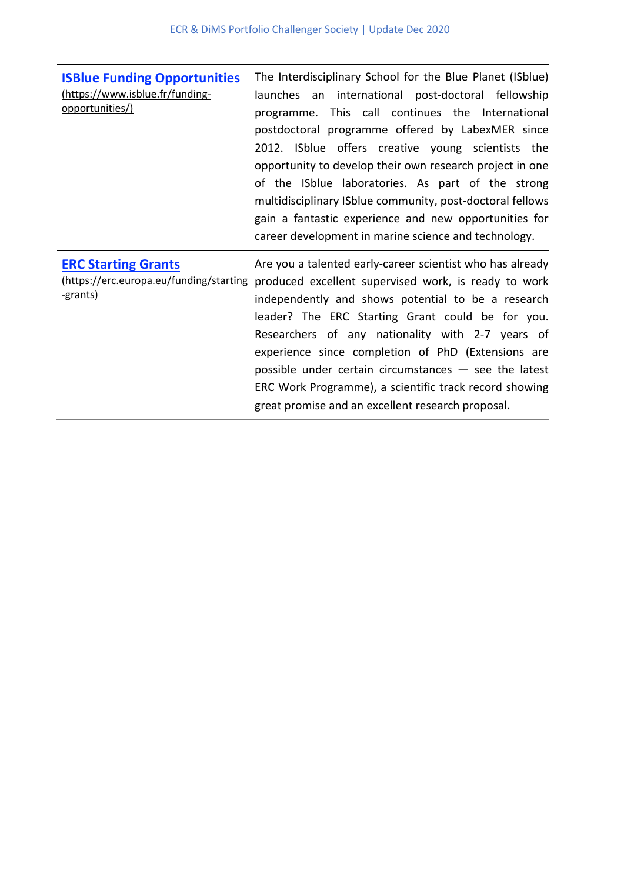| | |
|---|---|
| **ISBlue Funding Opportunities** (https://www.isblue.fr/funding-opportunities/) | The Interdisciplinary School for the Blue Planet (ISblue) launches an international post-doctoral fellowship programme. This call continues the International postdoctoral programme offered by LabexMER since 2012. ISblue offers creative young scientists the opportunity to develop their own research project in one of the ISblue laboratories. As part of the strong multidisciplinary ISblue community, post-doctoral fellows gain a fantastic experience and new opportunities for career development in marine science and technology. |
| **ERC Starting Grants** (https://erc.europa.eu/funding/starting-grants) | Are you a talented early-career scientist who has already produced excellent supervised work, is ready to work independently and shows potential to be a research leader? The ERC Starting Grant could be for you. Researchers of any nationality with 2-7 years of experience since completion of PhD (Extensions are possible under certain circumstances — see the latest ERC Work Programme), a scientific track record showing great promise and an excellent research proposal. |